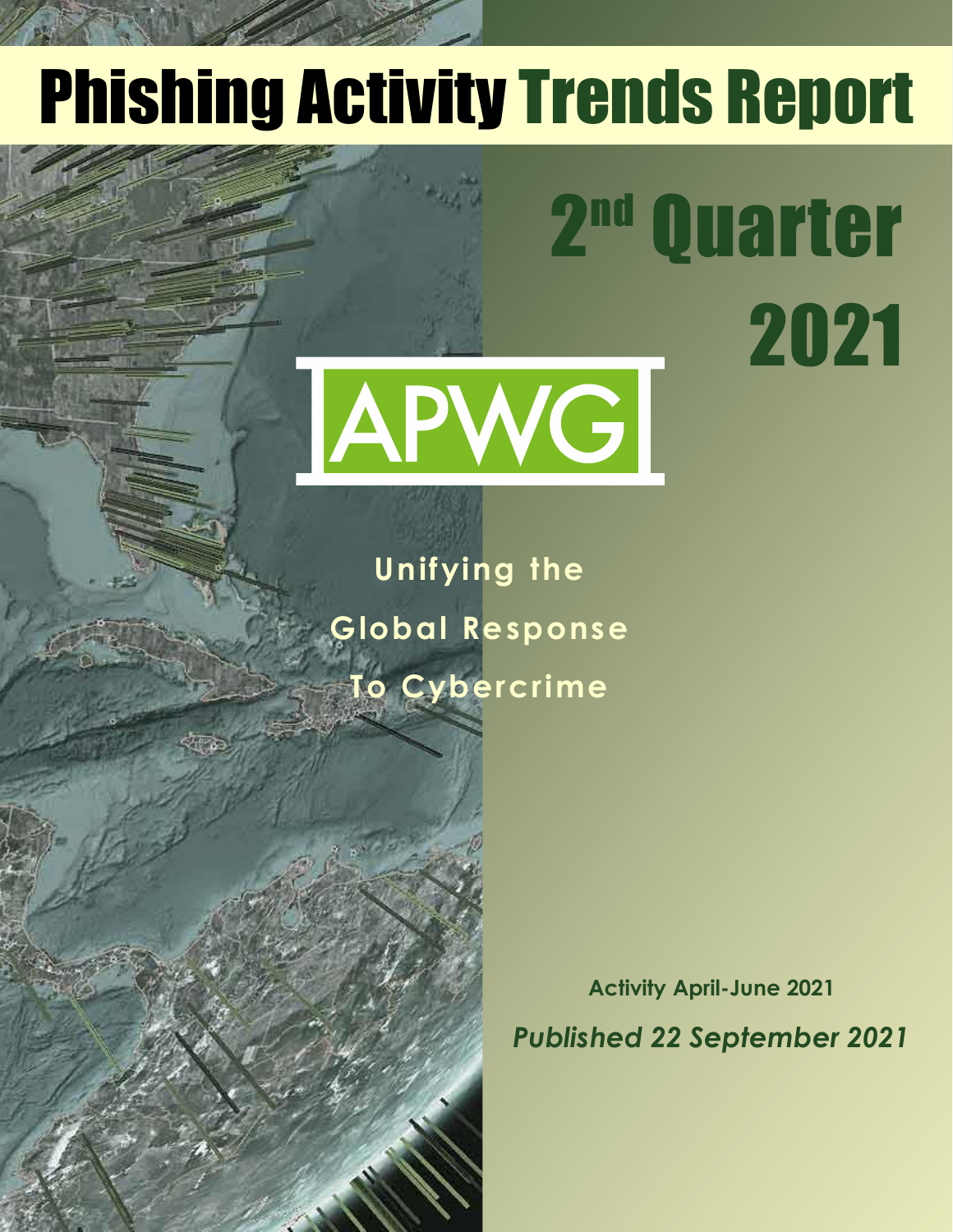# Phishing Activity Trends Report

## 2nd Quarter 2021

APWG

**Unifying the Global Response To Cybercrime**

**Activity April-June 2021**

***Published 22 September 2021***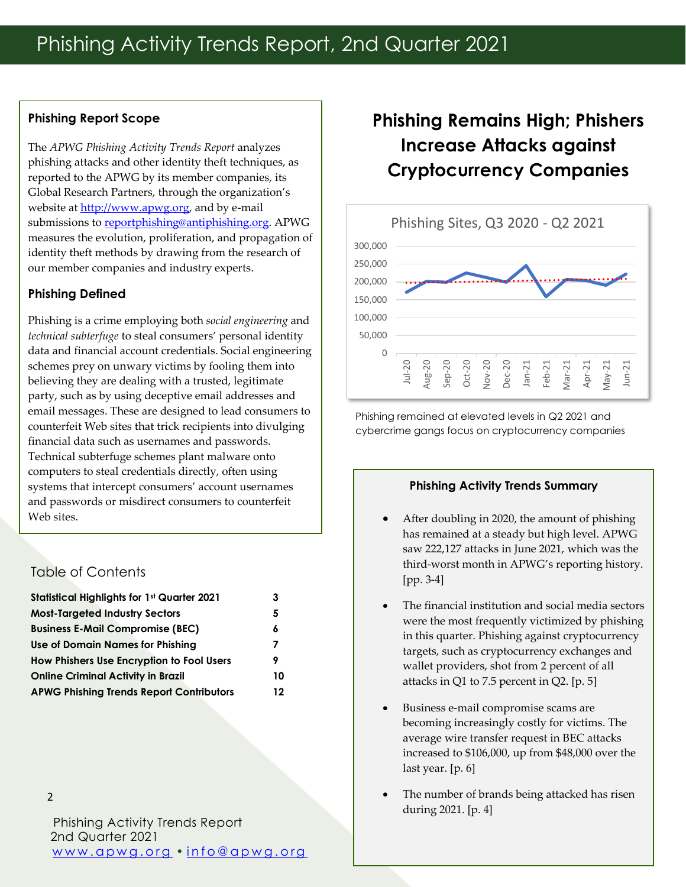# Phishing Activity Trends Report, 2nd Quarter 2021

## Phishing Report Scope

The *APWG Phishing Activity Trends Report* analyzes phishing attacks and other identity theft techniques, as reported to the APWG by its member companies, its Global Research Partners, through the organization's website at http://www.apwg.org, and by e-mail submissions to reportphishing@antiphishing.org. APWG measures the evolution, proliferation, and propagation of identity theft methods by drawing from the research of our member companies and industry experts.

## Phishing Defined

Phishing is a crime employing both *social engineering* and *technical subterfuge* to steal consumers' personal identity data and financial account credentials. Social engineering schemes prey on unwary victims by fooling them into believing they are dealing with a trusted, legitimate party, such as by using deceptive email addresses and email messages. These are designed to lead consumers to counterfeit Web sites that trick recipients into divulging financial data such as usernames and passwords. Technical subterfuge schemes plant malware onto computers to steal credentials directly, often using systems that intercept consumers' account usernames and passwords or misdirect consumers to counterfeit Web sites.

## Table of Contents

| | |
|---|---|
| **Statistical Highlights for 1st Quarter 2021** | 3 |
| **Most-Targeted Industry Sectors** | 5 |
| **Business E-Mail Compromise (BEC)** | 6 |
| **Use of Domain Names for Phishing** | 7 |
| **How Phishers Use Encryption to Fool Users** | 9 |
| **Online Criminal Activity in Brazil** | 10 |
| **APWG Phishing Trends Report Contributors** | 12 |

## Phishing Remains High; Phishers Increase Attacks against Cryptocurrency Companies

Phishing Sites, Q3 2020 - Q2 2021

Phishing remained at elevated levels in Q2 2021 and cybercrime gangs focus on cryptocurrency companies

### Phishing Activity Trends Summary

- After doubling in 2020, the amount of phishing has remained at a steady but high level. APWG saw 222,127 attacks in June 2021, which was the third-worst month in APWG's reporting history. [pp. 3-4]
- The financial institution and social media sectors were the most frequently victimized by phishing in this quarter. Phishing against cryptocurrency targets, such as cryptocurrency exchanges and wallet providers, shot from 2 percent of all attacks in Q1 to 7.5 percent in Q2. [p. 5]
- Business e-mail compromise scams are becoming increasingly costly for victims. The average wire transfer request in BEC attacks increased to $106,000, up from $48,000 over the last year. [p. 6]
- The number of brands being attacked has risen during 2021. [p. 4]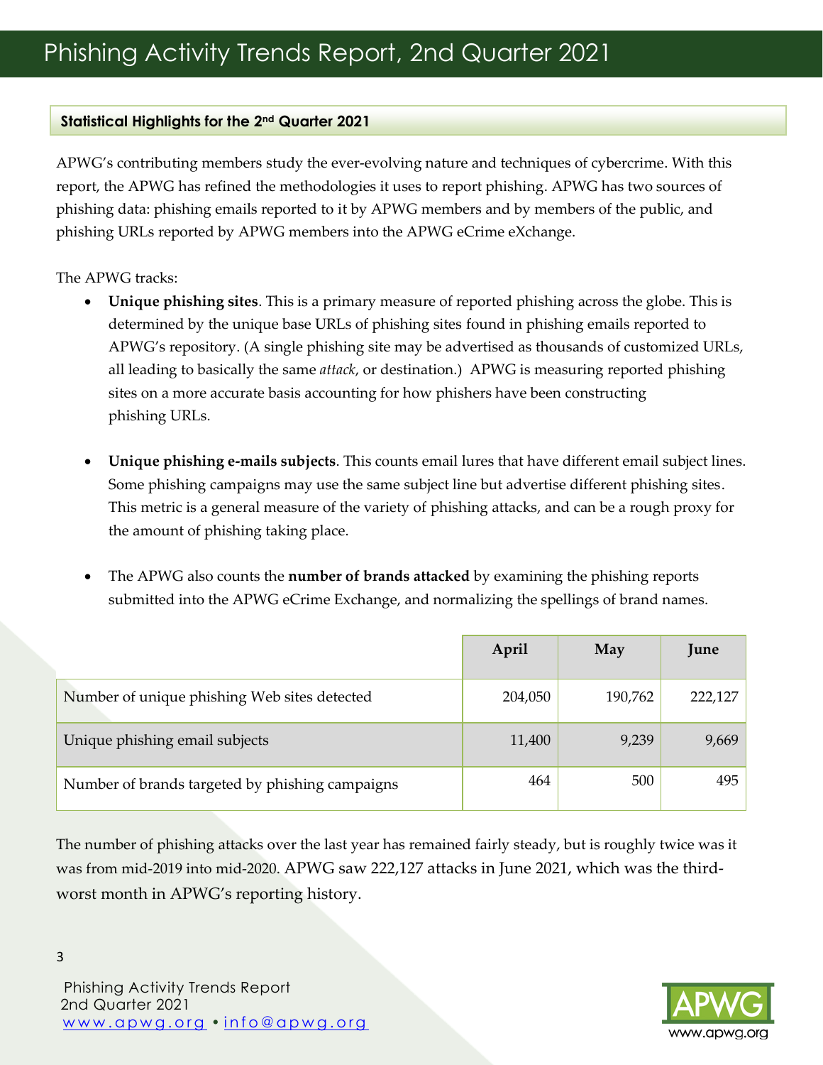## Statistical Highlights for the 2nd Quarter 2021

APWG's contributing members study the ever-evolving nature and techniques of cybercrime. With this report, the APWG has refined the methodologies it uses to report phishing. APWG has two sources of phishing data: phishing emails reported to it by APWG members and by members of the public, and phishing URLs reported by APWG members into the APWG eCrime eXchange.

The APWG tracks:

- **Unique phishing sites**. This is a primary measure of reported phishing across the globe. This is determined by the unique base URLs of phishing sites found in phishing emails reported to APWG's repository. (A single phishing site may be advertised as thousands of customized URLs, all leading to basically the same *attack*, or destination.) APWG is measuring reported phishing sites on a more accurate basis accounting for how phishers have been constructing phishing URLs.

- **Unique phishing e-mails subjects**. This counts email lures that have different email subject lines. Some phishing campaigns may use the same subject line but advertise different phishing sites. This metric is a general measure of the variety of phishing attacks, and can be a rough proxy for the amount of phishing taking place.

- The APWG also counts the **number of brands attacked** by examining the phishing reports submitted into the APWG eCrime Exchange, and normalizing the spellings of brand names.

| | April | May | June |
|---|---|---|---|
| Number of unique phishing Web sites detected | 204,050 | 190,762 | 222,127 |
| Unique phishing email subjects | 11,400 | 9,239 | 9,669 |
| Number of brands targeted by phishing campaigns | 464 | 500 | 495 |

The number of phishing attacks over the last year has remained fairly steady, but is roughly twice was it was from mid-2019 into mid-2020. APWG saw 222,127 attacks in June 2021, which was the third-worst month in APWG's reporting history.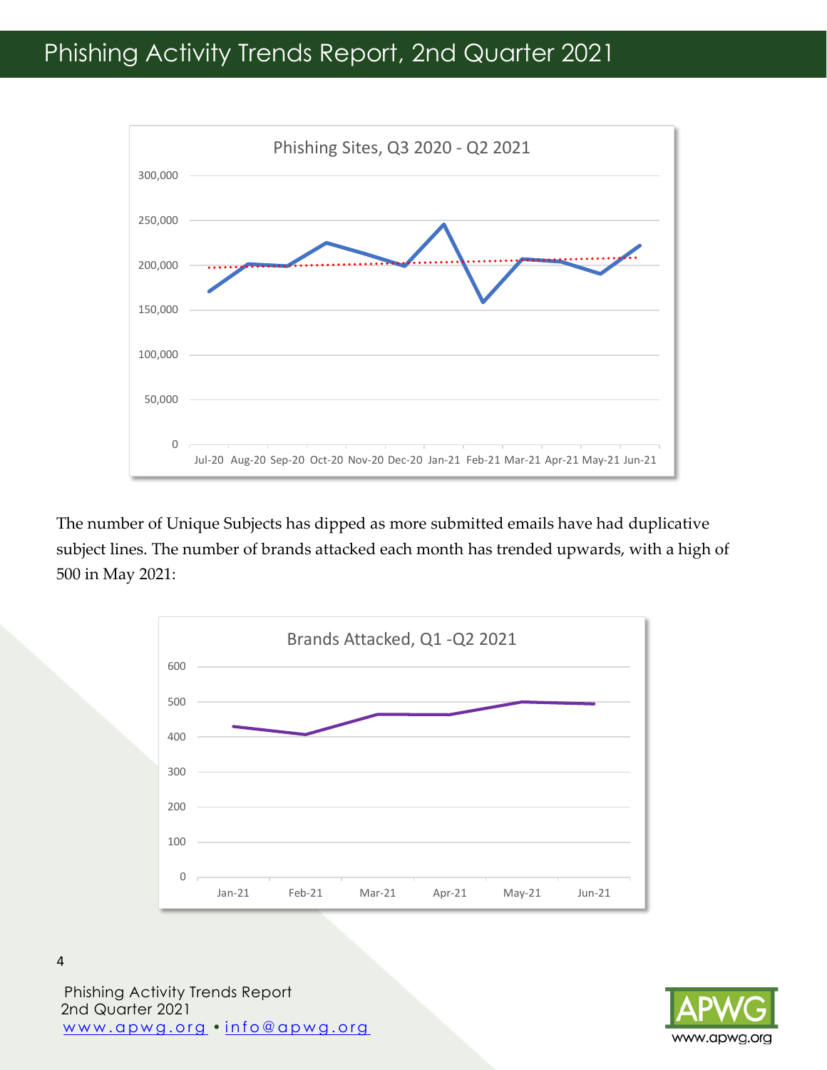Phishing Sites, Q3 2020 - Q2 2021

The number of Unique Subjects has dipped as more submitted emails have had duplicative subject lines. The number of brands attacked each month has trended upwards, with a high of 500 in May 2021:

Brands Attacked, Q1 -Q2 2021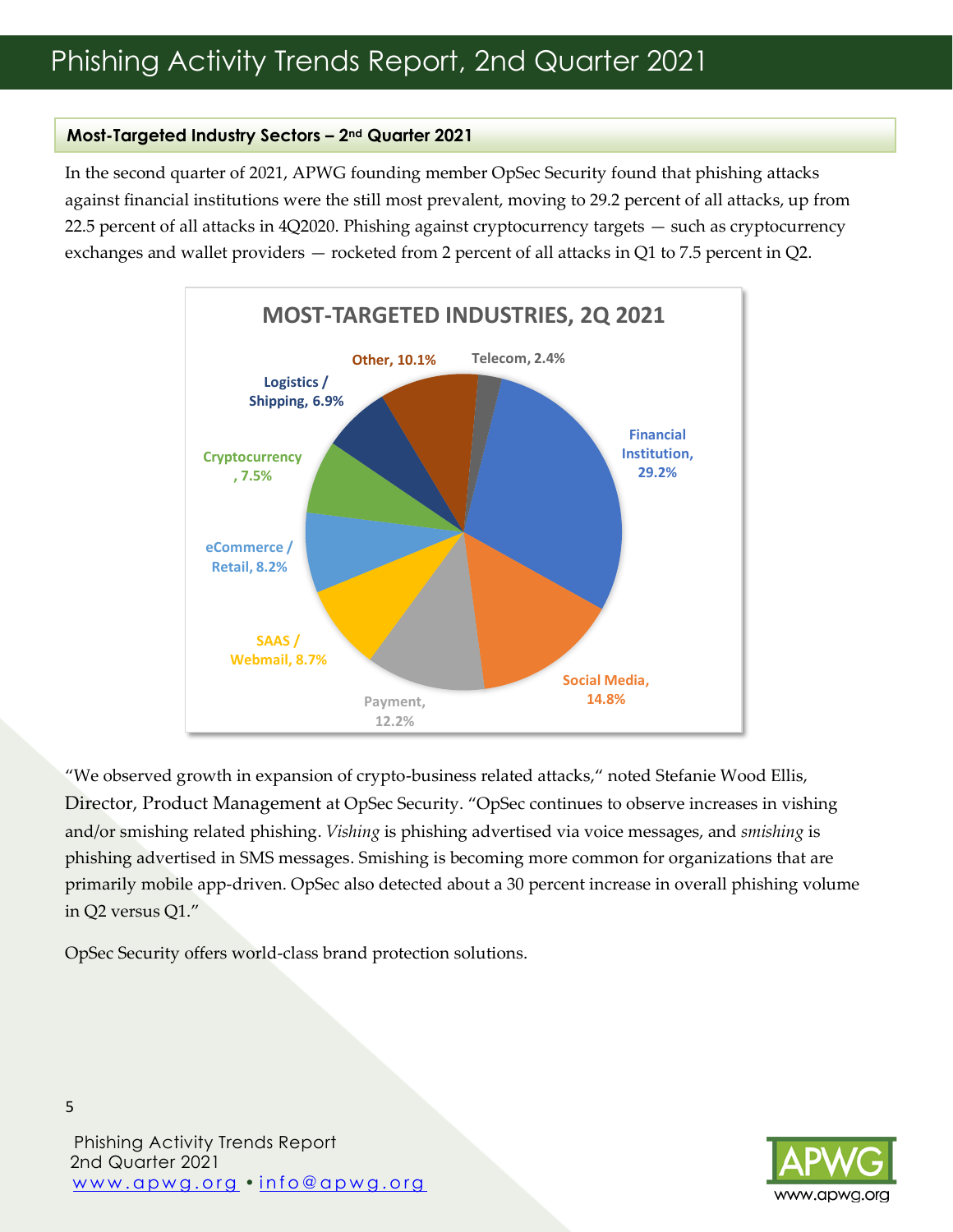## Most-Targeted Industry Sectors – 2nd Quarter 2021

In the second quarter of 2021, APWG founding member OpSec Security found that phishing attacks against financial institutions were the still most prevalent, moving to 29.2 percent of all attacks, up from 22.5 percent of all attacks in 4Q2020. Phishing against cryptocurrency targets — such as cryptocurrency exchanges and wallet providers — rocketed from 2 percent of all attacks in Q1 to 7.5 percent in Q2.

**MOST-TARGETED INDUSTRIES, 2Q 2021**

| Industry | Share |
| --- | --- |
| Financial Institution | 29.2% |
| Social Media | 14.8% |
| Payment | 12.2% |
| SAAS / Webmail | 8.7% |
| eCommerce / Retail | 8.2% |
| Cryptocurrency | 7.5% |
| Logistics / Shipping | 6.9% |
| Other | 10.1% |
| Telecom | 2.4% |

"We observed growth in expansion of crypto-business related attacks," noted Stefanie Wood Ellis, Director, Product Management at OpSec Security. "OpSec continues to observe increases in vishing and/or smishing related phishing. *Vishing* is phishing advertised via voice messages, and *smishing* is phishing advertised in SMS messages. Smishing is becoming more common for organizations that are primarily mobile app-driven. OpSec also detected about a 30 percent increase in overall phishing volume in Q2 versus Q1."

OpSec Security offers world-class brand protection solutions.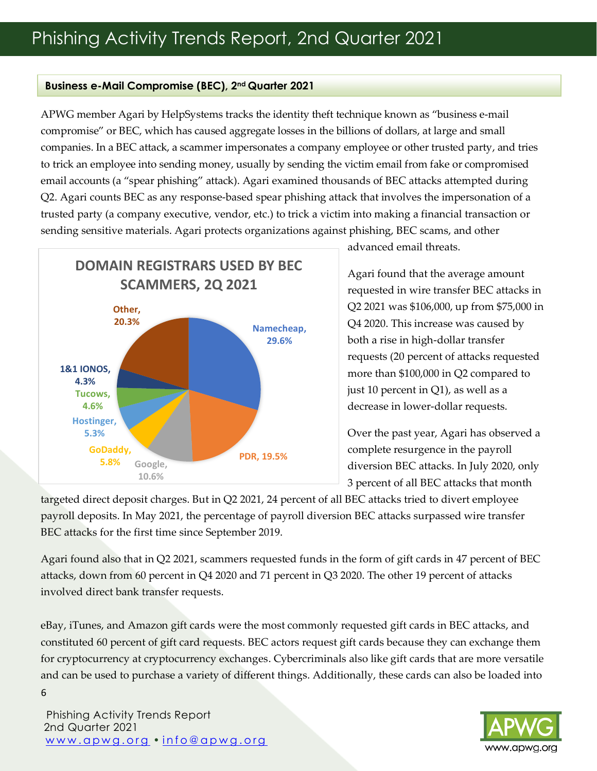## Business e-Mail Compromise (BEC), 2nd Quarter 2021

APWG member Agari by HelpSystems tracks the identity theft technique known as "business e-mail compromise" or BEC, which has caused aggregate losses in the billions of dollars, at large and small companies. In a BEC attack, a scammer impersonates a company employee or other trusted party, and tries to trick an employee into sending money, usually by sending the victim email from fake or compromised email accounts (a "spear phishing" attack). Agari examined thousands of BEC attacks attempted during Q2. Agari counts BEC as any response-based spear phishing attack that involves the impersonation of a trusted party (a company executive, vendor, etc.) to trick a victim into making a financial transaction or sending sensitive materials. Agari protects organizations against phishing, BEC scams, and other advanced email threats.

**DOMAIN REGISTRARS USED BY BEC SCAMMERS, 2Q 2021**

| Registrar | Share |
|---|---|
| Namecheap | 29.6% |
| PDR | 19.5% |
| Google | 10.6% |
| GoDaddy | 5.8% |
| Hostinger | 5.3% |
| Tucows | 4.6% |
| 1&1 IONOS | 4.3% |
| Other | 20.3% |

Agari found that the average amount requested in wire transfer BEC attacks in Q2 2021 was $106,000, up from $75,000 in Q4 2020. This increase was caused by both a rise in high-dollar transfer requests (20 percent of attacks requested more than $100,000 in Q2 compared to just 10 percent in Q1), as well as a decrease in lower-dollar requests.

Over the past year, Agari has observed a complete resurgence in the payroll diversion BEC attacks. In July 2020, only 3 percent of all BEC attacks that month targeted direct deposit charges. But in Q2 2021, 24 percent of all BEC attacks tried to divert employee payroll deposits. In May 2021, the percentage of payroll diversion BEC attacks surpassed wire transfer BEC attacks for the first time since September 2019.

Agari found also that in Q2 2021, scammers requested funds in the form of gift cards in 47 percent of BEC attacks, down from 60 percent in Q4 2020 and 71 percent in Q3 2020. The other 19 percent of attacks involved direct bank transfer requests.

eBay, iTunes, and Amazon gift cards were the most commonly requested gift cards in BEC attacks, and constituted 60 percent of gift card requests. BEC actors request gift cards because they can exchange them for cryptocurrency at cryptocurrency exchanges. Cybercriminals also like gift cards that are more versatile and can be used to purchase a variety of different things. Additionally, these cards can also be loaded into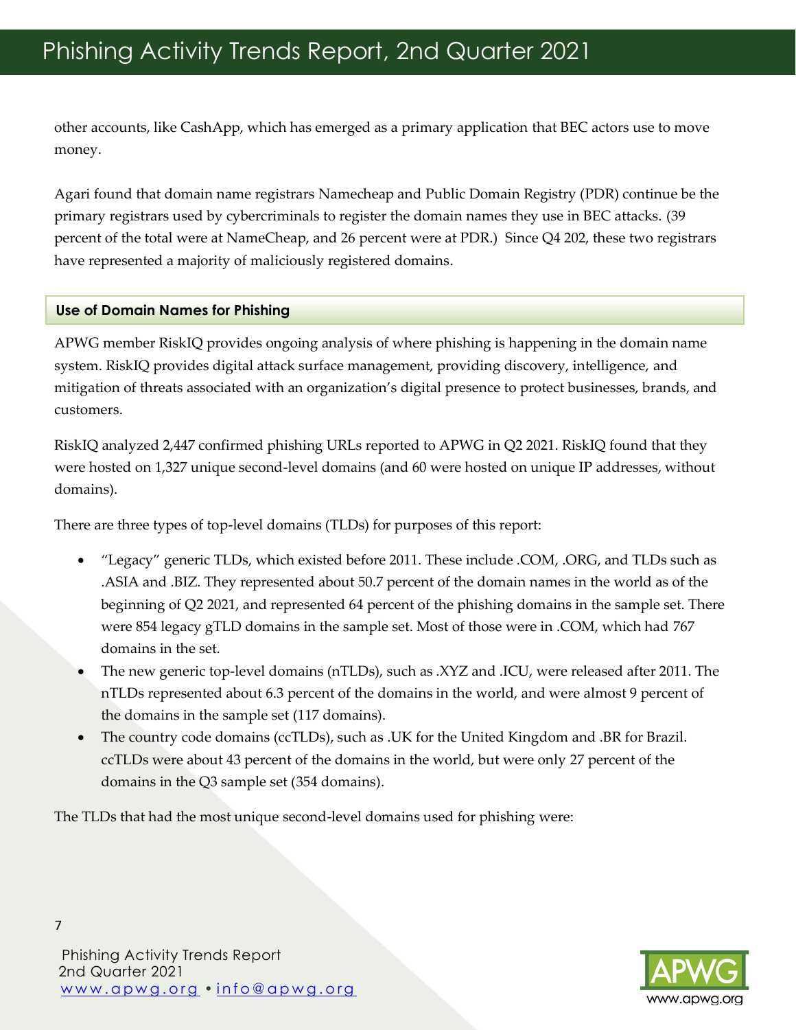other accounts, like CashApp, which has emerged as a primary application that BEC actors use to move money.

Agari found that domain name registrars Namecheap and Public Domain Registry (PDR) continue be the primary registrars used by cybercriminals to register the domain names they use in BEC attacks. (39 percent of the total were at NameCheap, and 26 percent were at PDR.) Since Q4 202, these two registrars have represented a majority of maliciously registered domains.

## Use of Domain Names for Phishing

APWG member RiskIQ provides ongoing analysis of where phishing is happening in the domain name system. RiskIQ provides digital attack surface management, providing discovery, intelligence, and mitigation of threats associated with an organization's digital presence to protect businesses, brands, and customers.

RiskIQ analyzed 2,447 confirmed phishing URLs reported to APWG in Q2 2021. RiskIQ found that they were hosted on 1,327 unique second-level domains (and 60 were hosted on unique IP addresses, without domains).

There are three types of top-level domains (TLDs) for purposes of this report:

- "Legacy" generic TLDs, which existed before 2011. These include .COM, .ORG, and TLDs such as .ASIA and .BIZ. They represented about 50.7 percent of the domain names in the world as of the beginning of Q2 2021, and represented 64 percent of the phishing domains in the sample set. There were 854 legacy gTLD domains in the sample set. Most of those were in .COM, which had 767 domains in the set.
- The new generic top-level domains (nTLDs), such as .XYZ and .ICU, were released after 2011. The nTLDs represented about 6.3 percent of the domains in the world, and were almost 9 percent of the domains in the sample set (117 domains).
- The country code domains (ccTLDs), such as .UK for the United Kingdom and .BR for Brazil. ccTLDs were about 43 percent of the domains in the world, but were only 27 percent of the domains in the Q3 sample set (354 domains).

The TLDs that had the most unique second-level domains used for phishing were: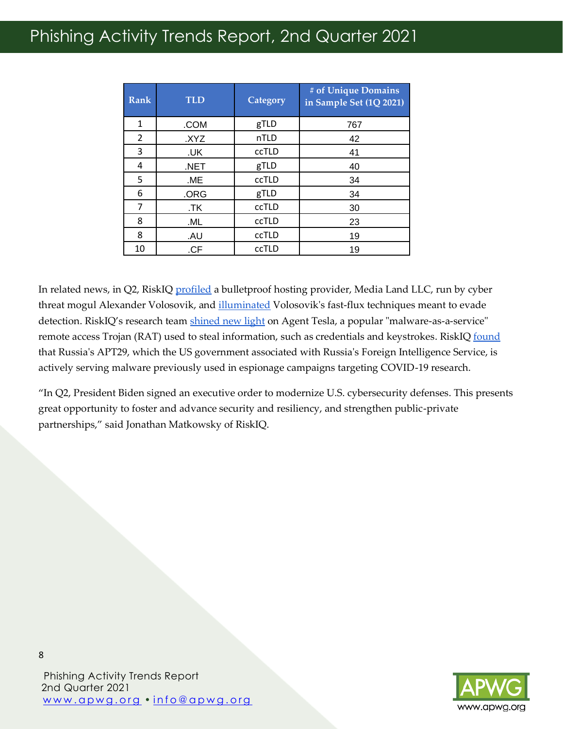| Rank | TLD | Category | # of Unique Domains in Sample Set (1Q 2021) |
|---|---|---|---|
| 1 | .COM | gTLD | 767 |
| 2 | .XYZ | nTLD | 42 |
| 3 | .UK | ccTLD | 41 |
| 4 | .NET | gTLD | 40 |
| 5 | .ME | ccTLD | 34 |
| 6 | .ORG | gTLD | 34 |
| 7 | .TK | ccTLD | 30 |
| 8 | .ML | ccTLD | 23 |
| 8 | .AU | ccTLD | 19 |
| 10 | .CF | ccTLD | 19 |

In related news, in Q2, RiskIQ profiled a bulletproof hosting provider, Media Land LLC, run by cyber threat mogul Alexander Volosovik, and illuminated Volosovik's fast-flux techniques meant to evade detection. RiskIQ's research team shined new light on Agent Tesla, a popular "malware-as-a-service" remote access Trojan (RAT) used to steal information, such as credentials and keystrokes. RiskIQ found that Russia's APT29, which the US government associated with Russia's Foreign Intelligence Service, is actively serving malware previously used in espionage campaigns targeting COVID-19 research.

"In Q2, President Biden signed an executive order to modernize U.S. cybersecurity defenses. This presents great opportunity to foster and advance security and resiliency, and strengthen public-private partnerships," said Jonathan Matkowsky of RiskIQ.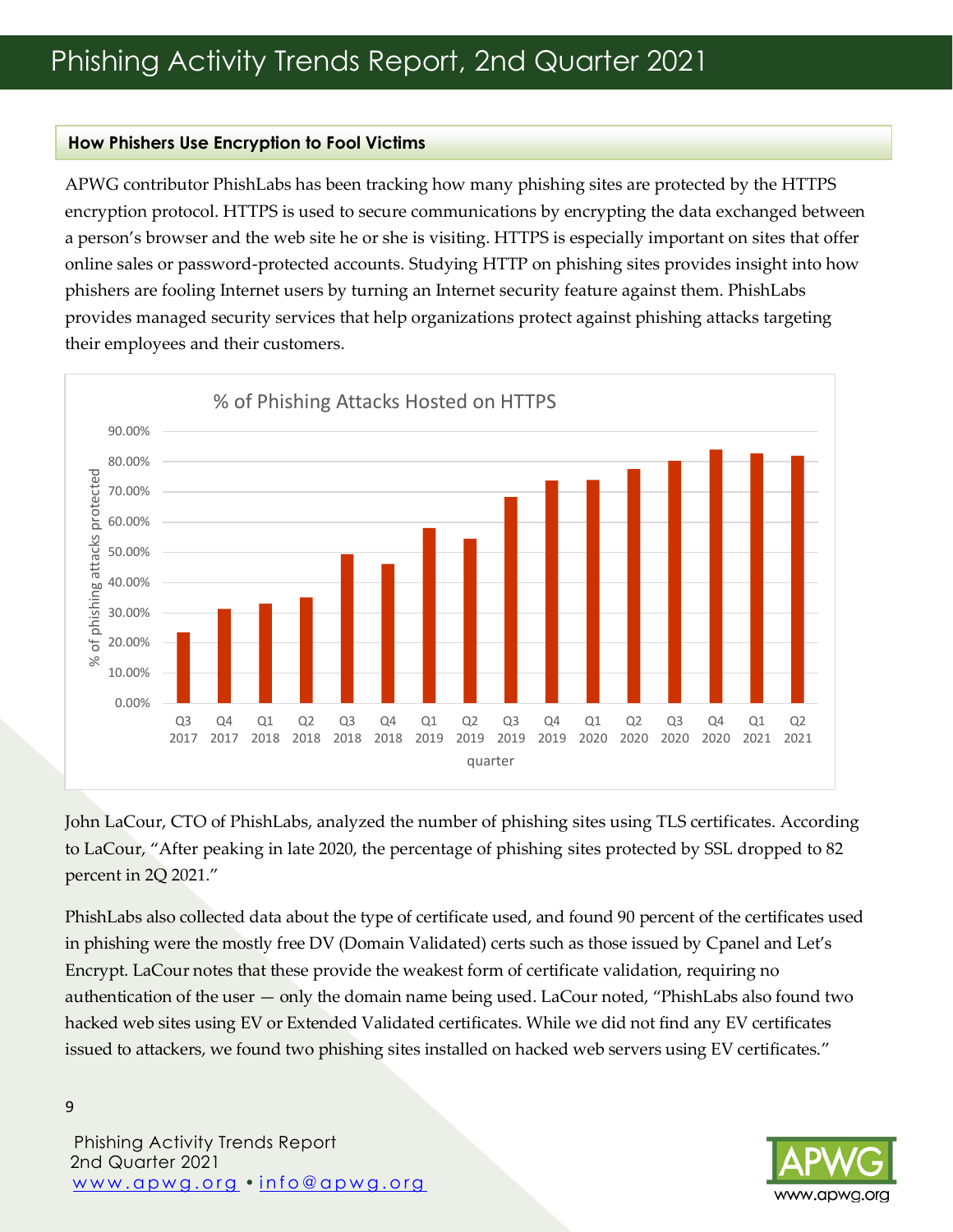## How Phishers Use Encryption to Fool Victims

APWG contributor PhishLabs has been tracking how many phishing sites are protected by the HTTPS encryption protocol. HTTPS is used to secure communications by encrypting the data exchanged between a person's browser and the web site he or she is visiting. HTTPS is especially important on sites that offer online sales or password-protected accounts. Studying HTTP on phishing sites provides insight into how phishers are fooling Internet users by turning an Internet security feature against them. PhishLabs provides managed security services that help organizations protect against phishing attacks targeting their employees and their customers.

John LaCour, CTO of PhishLabs, analyzed the number of phishing sites using TLS certificates. According to LaCour, "After peaking in late 2020, the percentage of phishing sites protected by SSL dropped to 82 percent in 2Q 2021."

PhishLabs also collected data about the type of certificate used, and found 90 percent of the certificates used in phishing were the mostly free DV (Domain Validated) certs such as those issued by Cpanel and Let's Encrypt. LaCour notes that these provide the weakest form of certificate validation, requiring no authentication of the user — only the domain name being used. LaCour noted, "PhishLabs also found two hacked web sites using EV or Extended Validated certificates. While we did not find any EV certificates issued to attackers, we found two phishing sites installed on hacked web servers using EV certificates."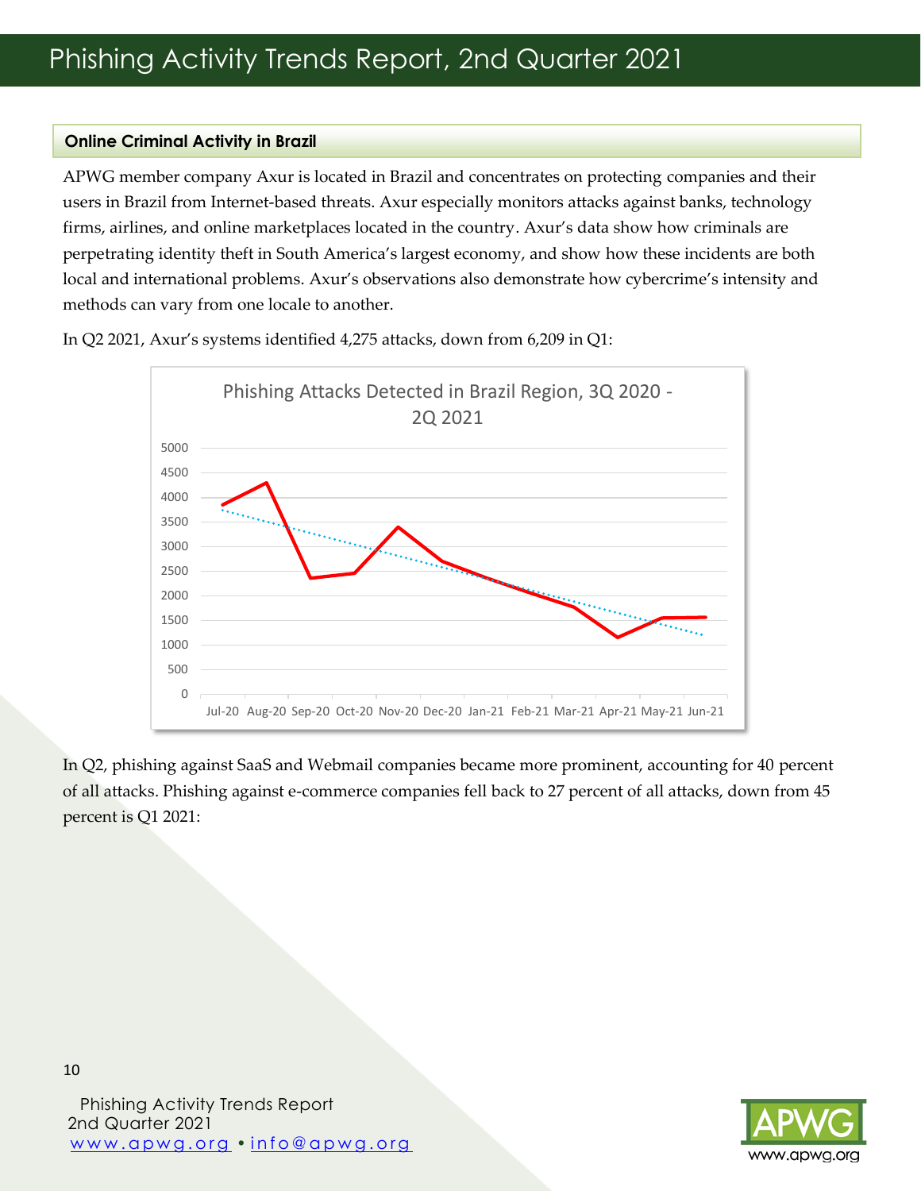## Online Criminal Activity in Brazil

APWG member company Axur is located in Brazil and concentrates on protecting companies and their users in Brazil from Internet-based threats. Axur especially monitors attacks against banks, technology firms, airlines, and online marketplaces located in the country. Axur's data show how criminals are perpetrating identity theft in South America's largest economy, and show how these incidents are both local and international problems. Axur's observations also demonstrate how cybercrime's intensity and methods can vary from one locale to another.

In Q2 2021, Axur's systems identified 4,275 attacks, down from 6,209 in Q1:

In Q2, phishing against SaaS and Webmail companies became more prominent, accounting for 40 percent of all attacks. Phishing against e-commerce companies fell back to 27 percent of all attacks, down from 45 percent is Q1 2021: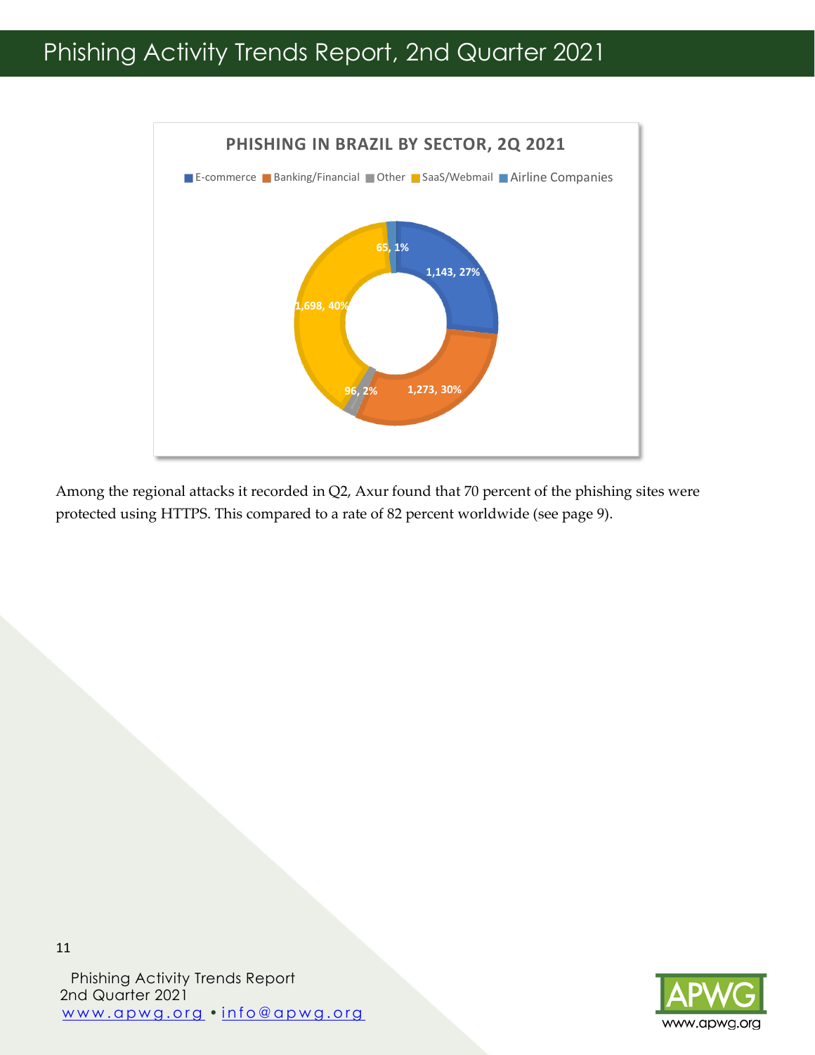**PHISHING IN BRAZIL BY SECTOR, 2Q 2021**

E-commerce | Banking/Financial | Other | SaaS/Webmail | Airline Companies

| Sector | Count | Share |
| --- | --- | --- |
| E-commerce | 1,143 | 27% |
| Banking/Financial | 1,273 | 30% |
| Other | 96 | 2% |
| SaaS/Webmail | 1,698 | 40% |
| Airline Companies | 65 | 1% |

Among the regional attacks it recorded in Q2, Axur found that 70 percent of the phishing sites were protected using HTTPS. This compared to a rate of 82 percent worldwide (see page 9).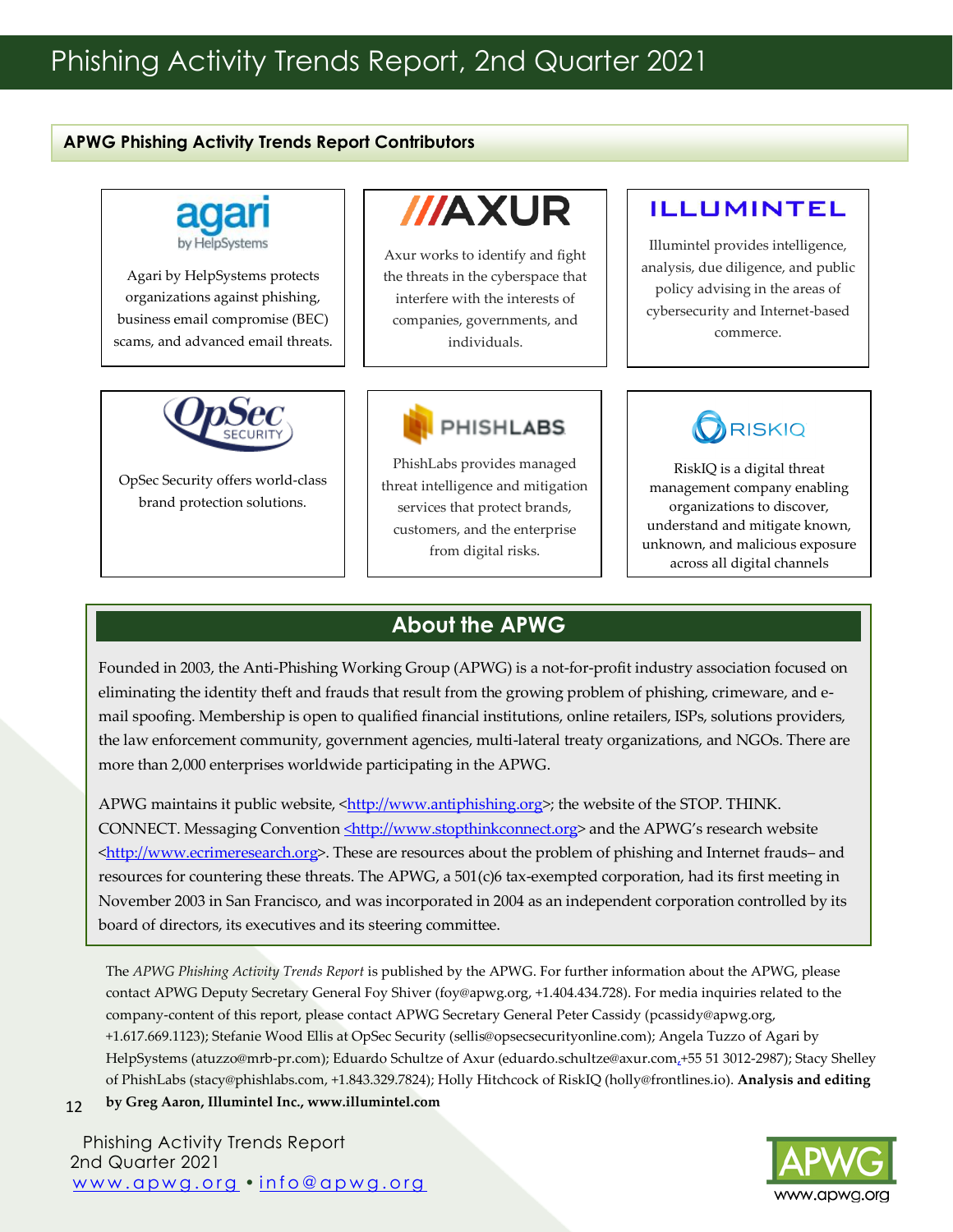## APWG Phishing Activity Trends Report Contributors

**agari** by HelpSystems

Agari by HelpSystems protects organizations against phishing, business email compromise (BEC) scams, and advanced email threats.

**///AXUR**

Axur works to identify and fight the threats in the cyberspace that interfere with the interests of companies, governments, and individuals.

**ILLUMINTEL**

Illumintel provides intelligence, analysis, due diligence, and public policy advising in the areas of cybersecurity and Internet-based commerce.

**OpSec SECURITY**

OpSec Security offers world-class brand protection solutions.

**PHISHLABS**

PhishLabs provides managed threat intelligence and mitigation services that protect brands, customers, and the enterprise from digital risks.

**RISKIQ**

RiskIQ is a digital threat management company enabling organizations to discover, understand and mitigate known, unknown, and malicious exposure across all digital channels

## About the APWG

Founded in 2003, the Anti-Phishing Working Group (APWG) is a not-for-profit industry association focused on eliminating the identity theft and frauds that result from the growing problem of phishing, crimeware, and e-mail spoofing. Membership is open to qualified financial institutions, online retailers, ISPs, solutions providers, the law enforcement community, government agencies, multi-lateral treaty organizations, and NGOs. There are more than 2,000 enterprises worldwide participating in the APWG.

APWG maintains it public website, <http://www.antiphishing.org>; the website of the STOP. THINK. CONNECT. Messaging Convention <http://www.stopthinkconnect.org> and the APWG's research website <http://www.ecrimeresearch.org>. These are resources about the problem of phishing and Internet frauds– and resources for countering these threats. The APWG, a 501(c)6 tax-exempted corporation, had its first meeting in November 2003 in San Francisco, and was incorporated in 2004 as an independent corporation controlled by its board of directors, its executives and its steering committee.

The *APWG Phishing Activity Trends Report* is published by the APWG. For further information about the APWG, please contact APWG Deputy Secretary General Foy Shiver (foy@apwg.org, +1.404.434.728). For media inquiries related to the company-content of this report, please contact APWG Secretary General Peter Cassidy (pcassidy@apwg.org, +1.617.669.1123); Stefanie Wood Ellis at OpSec Security (sellis@opsecsecurityonline.com); Angela Tuzzo of Agari by HelpSystems (atuzzo@mrb-pr.com); Eduardo Schultze of Axur (eduardo.schultze@axur.com, +55 51 3012-2987); Stacy Shelley of PhishLabs (stacy@phishlabs.com, +1.843.329.7824); Holly Hitchcock of RiskIQ (holly@frontlines.io). **Analysis and editing by Greg Aaron, Illumintel Inc., www.illumintel.com**